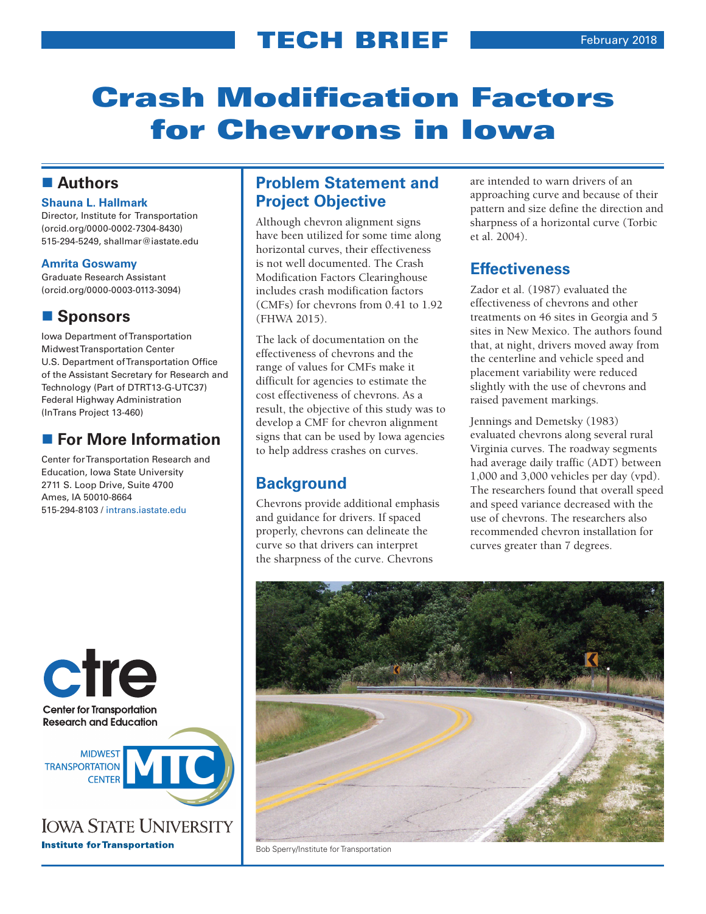TECH BRIEF

February 2018

# Crash Modification Factors for Chevrons in Iowa

## Authors

**Shauna L. Hallmark**
Director, Institute for Transportation
(orcid.org/0000-0002-7304-8430)
515-294-5249, shallmar@iastate.edu

**Amrita Goswamy**
Graduate Research Assistant
(orcid.org/0000-0003-0113-3094)

## Sponsors

Iowa Department of Transportation
Midwest Transportation Center
U.S. Department of Transportation Office of the Assistant Secretary for Research and Technology (Part of DTRT13-G-UTC37)
Federal Highway Administration
(InTrans Project 13-460)

## For More Information

Center for Transportation Research and Education, Iowa State University
2711 S. Loop Drive, Suite 4700
Ames, IA 50010-8664
515-294-8103 / intrans.iastate.edu

## Problem Statement and Project Objective

Although chevron alignment signs have been utilized for some time along horizontal curves, their effectiveness is not well documented. The Crash Modification Factors Clearinghouse includes crash modification factors (CMFs) for chevrons from 0.41 to 1.92 (FHWA 2015).

The lack of documentation on the effectiveness of chevrons and the range of values for CMFs make it difficult for agencies to estimate the cost effectiveness of chevrons. As a result, the objective of this study was to develop a CMF for chevron alignment signs that can be used by Iowa agencies to help address crashes on curves.

## Background

Chevrons provide additional emphasis and guidance for drivers. If spaced properly, chevrons can delineate the curve so that drivers can interpret the sharpness of the curve. Chevrons are intended to warn drivers of an approaching curve and because of their pattern and size define the direction and sharpness of a horizontal curve (Torbic et al. 2004).

## Effectiveness

Zador et al. (1987) evaluated the effectiveness of chevrons and other treatments on 46 sites in Georgia and 5 sites in New Mexico. The authors found that, at night, drivers moved away from the centerline and vehicle speed and placement variability were reduced slightly with the use of chevrons and raised pavement markings.

Jennings and Demetsky (1983) evaluated chevrons along several rural Virginia curves. The roadway segments had average daily traffic (ADT) between 1,000 and 3,000 vehicles per day (vpd). The researchers found that overall speed and speed variance decreased with the use of chevrons. The researchers also recommended chevron installation for curves greater than 7 degrees.

Bob Sperry/Institute for Transportation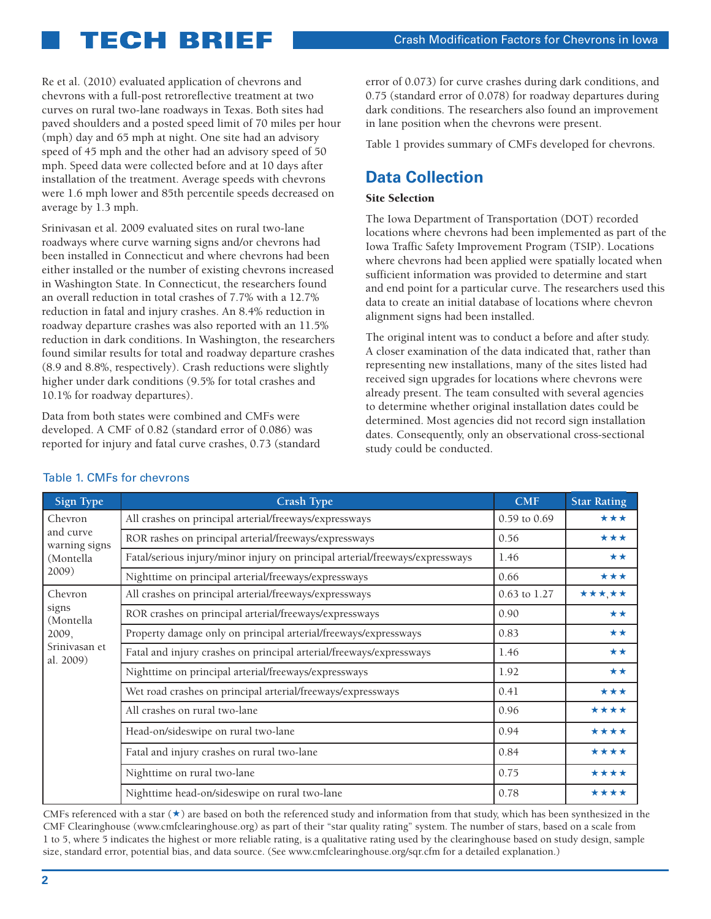Re et al. (2010) evaluated application of chevrons and chevrons with a full-post retroreflective treatment at two curves on rural two-lane roadways in Texas. Both sites had paved shoulders and a posted speed limit of 70 miles per hour (mph) day and 65 mph at night. One site had an advisory speed of 45 mph and the other had an advisory speed of 50 mph. Speed data were collected before and at 10 days after installation of the treatment. Average speeds with chevrons were 1.6 mph lower and 85th percentile speeds decreased on average by 1.3 mph.

Srinivasan et al. 2009 evaluated sites on rural two-lane roadways where curve warning signs and/or chevrons had been installed in Connecticut and where chevrons had been either installed or the number of existing chevrons increased in Washington State. In Connecticut, the researchers found an overall reduction in total crashes of 7.7% with a 12.7% reduction in fatal and injury crashes. An 8.4% reduction in roadway departure crashes was also reported with an 11.5% reduction in dark conditions. In Washington, the researchers found similar results for total and roadway departure crashes (8.9 and 8.8%, respectively). Crash reductions were slightly higher under dark conditions (9.5% for total crashes and 10.1% for roadway departures).

Data from both states were combined and CMFs were developed. A CMF of 0.82 (standard error of 0.086) was reported for injury and fatal curve crashes, 0.73 (standard error of 0.073) for curve crashes during dark conditions, and 0.75 (standard error of 0.078) for roadway departures during dark conditions. The researchers also found an improvement in lane position when the chevrons were present.

Table 1 provides summary of CMFs developed for chevrons.

## Data Collection

### Site Selection

The Iowa Department of Transportation (DOT) recorded locations where chevrons had been implemented as part of the Iowa Traffic Safety Improvement Program (TSIP). Locations where chevrons had been applied were spatially located when sufficient information was provided to determine and start and end point for a particular curve. The researchers used this data to create an initial database of locations where chevron alignment signs had been installed.

The original intent was to conduct a before and after study. A closer examination of the data indicated that, rather than representing new installations, many of the sites listed had received sign upgrades for locations where chevrons were already present. The team consulted with several agencies to determine whether original installation dates could be determined. Most agencies did not record sign installation dates. Consequently, only an observational cross-sectional study could be conducted.

Table 1. CMFs for chevrons

| Sign Type | Crash Type | CMF | Star Rating |
|---|---|---|---|
| Chevron and curve warning signs (Montella 2009) | All crashes on principal arterial/freeways/expressways | 0.59 to 0.69 | ★★★ |
| | ROR rashes on principal arterial/freeways/expressways | 0.56 | ★★★ |
| | Fatal/serious injury/minor injury on principal arterial/freeways/expressways | 1.46 | ★★ |
| | Nighttime on principal arterial/freeways/expressways | 0.66 | ★★★ |
| Chevron signs (Montella 2009, Srinivasan et al. 2009) | All crashes on principal arterial/freeways/expressways | 0.63 to 1.27 | ★★★,★★ |
| | ROR crashes on principal arterial/freeways/expressways | 0.90 | ★★ |
| | Property damage only on principal arterial/freeways/expressways | 0.83 | ★★ |
| | Fatal and injury crashes on principal arterial/freeways/expressways | 1.46 | ★★ |
| | Nighttime on principal arterial/freeways/expressways | 1.92 | ★★ |
| | Wet road crashes on principal arterial/freeways/expressways | 0.41 | ★★★ |
| | All crashes on rural two-lane | 0.96 | ★★★★ |
| | Head-on/sideswipe on rural two-lane | 0.94 | ★★★★ |
| | Fatal and injury crashes on rural two-lane | 0.84 | ★★★★ |
| | Nighttime on rural two-lane | 0.75 | ★★★★ |
| | Nighttime head-on/sideswipe on rural two-lane | 0.78 | ★★★★ |

CMFs referenced with a star (★) are based on both the referenced study and information from that study, which has been synthesized in the CMF Clearinghouse (www.cmfclearinghouse.org) as part of their "star quality rating" system. The number of stars, based on a scale from 1 to 5, where 5 indicates the highest or more reliable rating, is a qualitative rating used by the clearinghouse based on study design, sample size, standard error, potential bias, and data source. (See www.cmfclearinghouse.org/sqr.cfm for a detailed explanation.)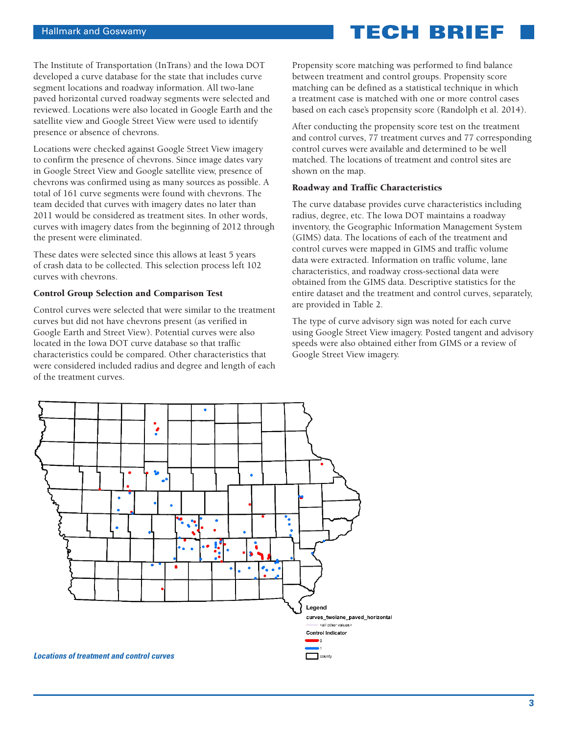The Institute of Transportation (InTrans) and the Iowa DOT developed a curve database for the state that includes curve segment locations and roadway information. All two-lane paved horizontal curved roadway segments were selected and reviewed. Locations were also located in Google Earth and the satellite view and Google Street View were used to identify presence or absence of chevrons.

Locations were checked against Google Street View imagery to confirm the presence of chevrons. Since image dates vary in Google Street View and Google satellite view, presence of chevrons was confirmed using as many sources as possible. A total of 161 curve segments were found with chevrons. The team decided that curves with imagery dates no later than 2011 would be considered as treatment sites. In other words, curves with imagery dates from the beginning of 2012 through the present were eliminated.

These dates were selected since this allows at least 5 years of crash data to be collected. This selection process left 102 curves with chevrons.

### Control Group Selection and Comparison Test

Control curves were selected that were similar to the treatment curves but did not have chevrons present (as verified in Google Earth and Street View). Potential curves were also located in the Iowa DOT curve database so that traffic characteristics could be compared. Other characteristics that were considered included radius and degree and length of each of the treatment curves.

Propensity score matching was performed to find balance between treatment and control groups. Propensity score matching can be defined as a statistical technique in which a treatment case is matched with one or more control cases based on each case's propensity score (Randolph et al. 2014).

After conducting the propensity score test on the treatment and control curves, 77 treatment curves and 77 corresponding control curves were available and determined to be well matched. The locations of treatment and control sites are shown on the map.

### Roadway and Traffic Characteristics

The curve database provides curve characteristics including radius, degree, etc. The Iowa DOT maintains a roadway inventory, the Geographic Information Management System (GIMS) data. The locations of each of the treatment and control curves were mapped in GIMS and traffic volume data were extracted. Information on traffic volume, lane characteristics, and roadway cross-sectional data were obtained from the GIMS data. Descriptive statistics for the entire dataset and the treatment and control curves, separately, are provided in Table 2.

The type of curve advisory sign was noted for each curve using Google Street View imagery. Posted tangent and advisory speeds were also obtained either from GIMS or a review of Google Street View imagery.

Legend
curves_twolane_paved_horizontal
<all other values>
Control Indicator
0
1
county

*Locations of treatment and control curves*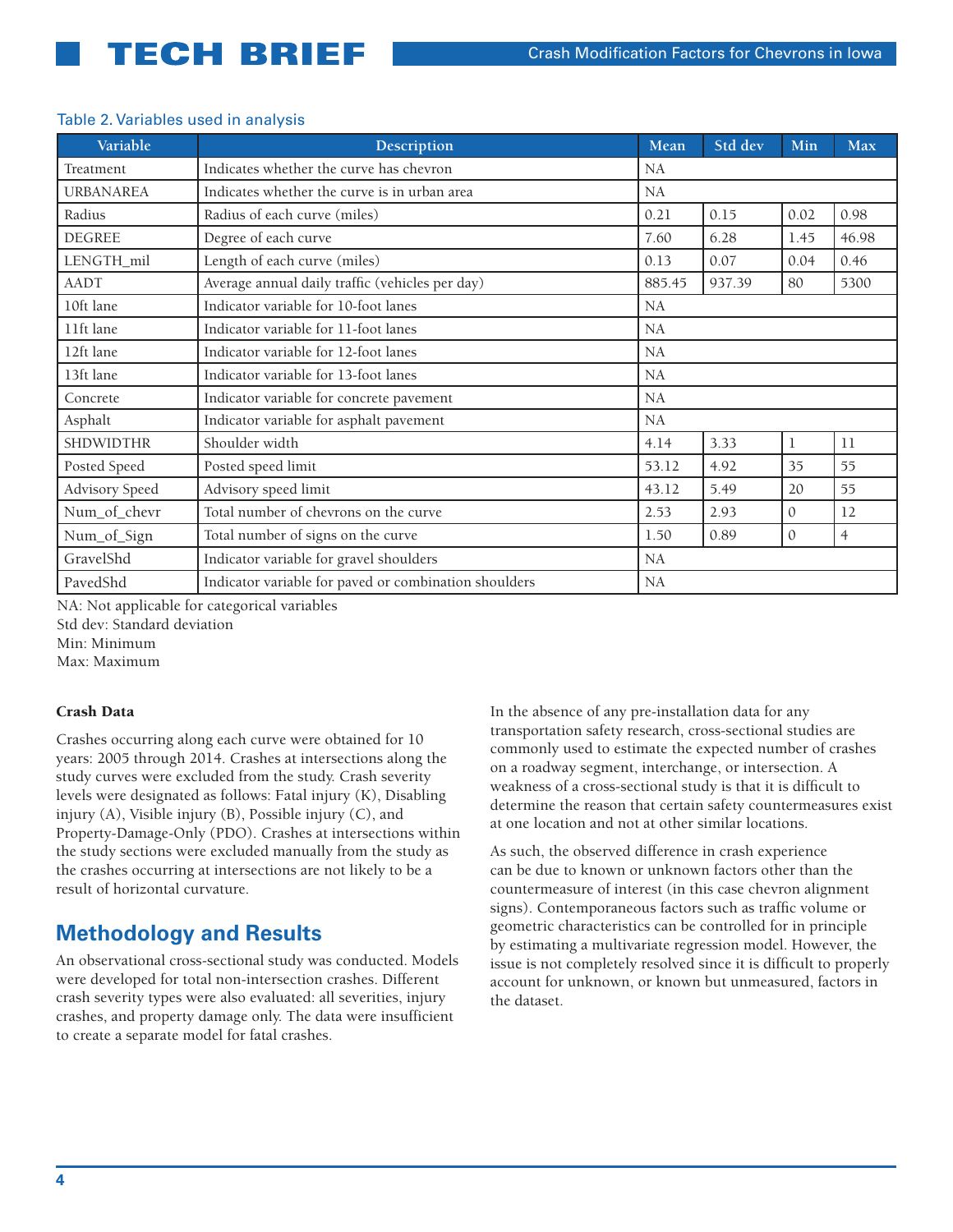Table 2. Variables used in analysis

| Variable | Description | Mean | Std dev | Min | Max |
|---|---|---|---|---|---|
| Treatment | Indicates whether the curve has chevron | NA | | | |
| URBANAREA | Indicates whether the curve is in urban area | NA | | | |
| Radius | Radius of each curve (miles) | 0.21 | 0.15 | 0.02 | 0.98 |
| DEGREE | Degree of each curve | 7.60 | 6.28 | 1.45 | 46.98 |
| LENGTH_mil | Length of each curve (miles) | 0.13 | 0.07 | 0.04 | 0.46 |
| AADT | Average annual daily traffic (vehicles per day) | 885.45 | 937.39 | 80 | 5300 |
| 10ft lane | Indicator variable for 10-foot lanes | NA | | | |
| 11ft lane | Indicator variable for 11-foot lanes | NA | | | |
| 12ft lane | Indicator variable for 12-foot lanes | NA | | | |
| 13ft lane | Indicator variable for 13-foot lanes | NA | | | |
| Concrete | Indicator variable for concrete pavement | NA | | | |
| Asphalt | Indicator variable for asphalt pavement | NA | | | |
| SHDWIDTHR | Shoulder width | 4.14 | 3.33 | 1 | 11 |
| Posted Speed | Posted speed limit | 53.12 | 4.92 | 35 | 55 |
| Advisory Speed | Advisory speed limit | 43.12 | 5.49 | 20 | 55 |
| Num_of_chevr | Total number of chevrons on the curve | 2.53 | 2.93 | 0 | 12 |
| Num_of_Sign | Total number of signs on the curve | 1.50 | 0.89 | 0 | 4 |
| GravelShd | Indicator variable for gravel shoulders | NA | | | |
| PavedShd | Indicator variable for paved or combination shoulders | NA | | | |

NA: Not applicable for categorical variables
Std dev: Standard deviation
Min: Minimum
Max: Maximum

### Crash Data

Crashes occurring along each curve were obtained for 10 years: 2005 through 2014. Crashes at intersections along the study curves were excluded from the study. Crash severity levels were designated as follows: Fatal injury (K), Disabling injury (A), Visible injury (B), Possible injury (C), and Property-Damage-Only (PDO). Crashes at intersections within the study sections were excluded manually from the study as the crashes occurring at intersections are not likely to be a result of horizontal curvature.

## Methodology and Results

An observational cross-sectional study was conducted. Models were developed for total non-intersection crashes. Different crash severity types were also evaluated: all severities, injury crashes, and property damage only. The data were insufficient to create a separate model for fatal crashes.

In the absence of any pre-installation data for any transportation safety research, cross-sectional studies are commonly used to estimate the expected number of crashes on a roadway segment, interchange, or intersection. A weakness of a cross-sectional study is that it is difficult to determine the reason that certain safety countermeasures exist at one location and not at other similar locations.

As such, the observed difference in crash experience can be due to known or unknown factors other than the countermeasure of interest (in this case chevron alignment signs). Contemporaneous factors such as traffic volume or geometric characteristics can be controlled for in principle by estimating a multivariate regression model. However, the issue is not completely resolved since it is difficult to properly account for unknown, or known but unmeasured, factors in the dataset.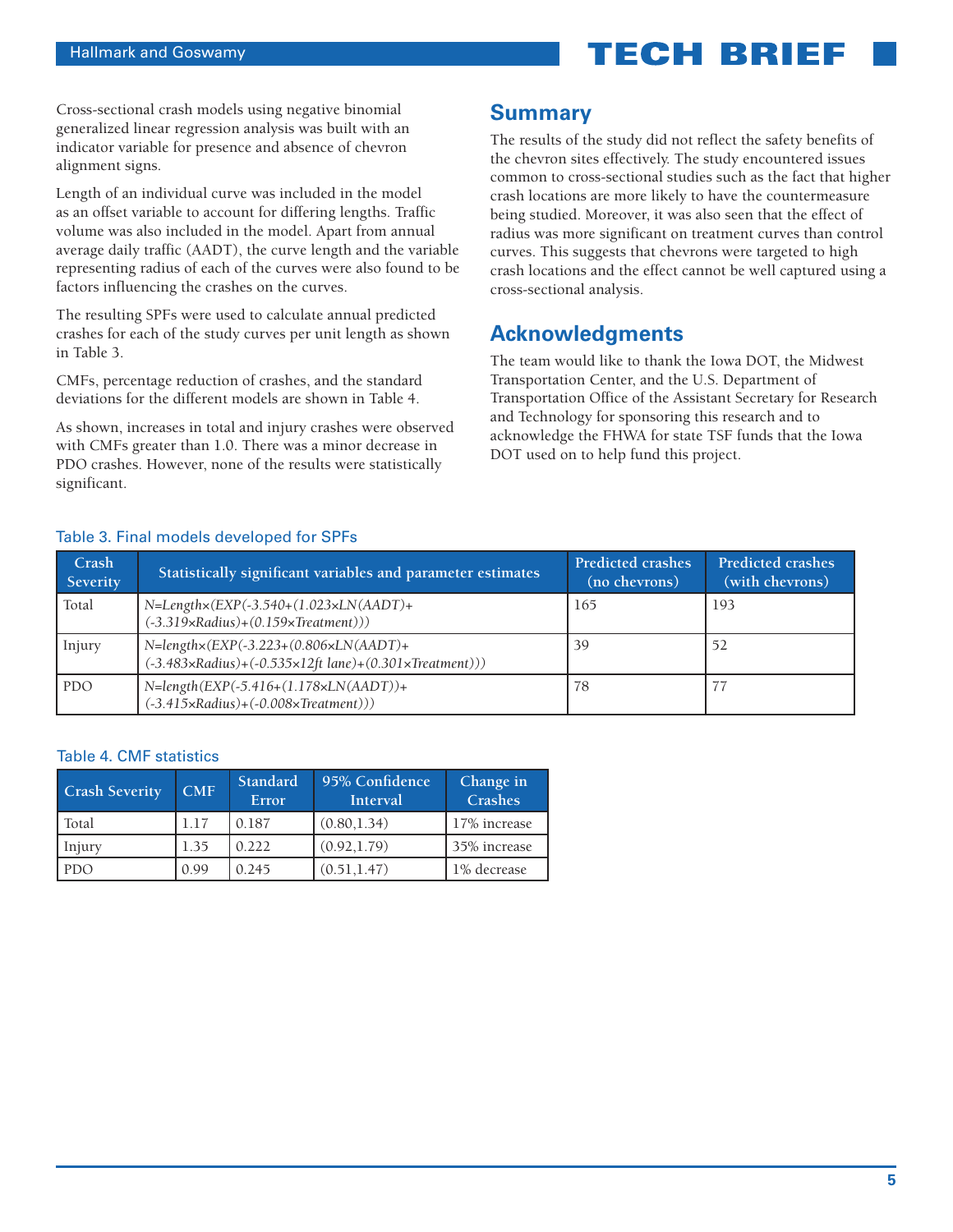Cross-sectional crash models using negative binomial generalized linear regression analysis was built with an indicator variable for presence and absence of chevron alignment signs.

Length of an individual curve was included in the model as an offset variable to account for differing lengths. Traffic volume was also included in the model. Apart from annual average daily traffic (AADT), the curve length and the variable representing radius of each of the curves were also found to be factors influencing the crashes on the curves.

The resulting SPFs were used to calculate annual predicted crashes for each of the study curves per unit length as shown in Table 3.

CMFs, percentage reduction of crashes, and the standard deviations for the different models are shown in Table 4.

As shown, increases in total and injury crashes were observed with CMFs greater than 1.0. There was a minor decrease in PDO crashes. However, none of the results were statistically significant.

## Summary

The results of the study did not reflect the safety benefits of the chevron sites effectively. The study encountered issues common to cross-sectional studies such as the fact that higher crash locations are more likely to have the countermeasure being studied. Moreover, it was also seen that the effect of radius was more significant on treatment curves than control curves. This suggests that chevrons were targeted to high crash locations and the effect cannot be well captured using a cross-sectional analysis.

## Acknowledgments

The team would like to thank the Iowa DOT, the Midwest Transportation Center, and the U.S. Department of Transportation Office of the Assistant Secretary for Research and Technology for sponsoring this research and to acknowledge the FHWA for state TSF funds that the Iowa DOT used on to help fund this project.

Table 3. Final models developed for SPFs

| Crash Severity | Statistically significant variables and parameter estimates | Predicted crashes (no chevrons) | Predicted crashes (with chevrons) |
|---|---|---|---|
| Total | $N = Length \times (EXP(-3.540 + (1.023 \times LN(AADT) + (-3.319 \times Radius) + (0.159 \times Treatment)))$ | 165 | 193 |
| Injury | $N = length \times (EXP(-3.223 + (0.806 \times LN(AADT) + (-3.483 \times Radius) + (-0.535 \times 12ft\ lane) + (0.301 \times Treatment)))$ | 39 | 52 |
| PDO | $N = length(EXP(-5.416 + (1.178 \times LN(AADT)) + (-3.415 \times Radius) + (-0.008 \times Treatment)))$ | 78 | 77 |

Table 4. CMF statistics

| Crash Severity | CMF | Standard Error | 95% Confidence Interval | Change in Crashes |
|---|---|---|---|---|
| Total | 1.17 | 0.187 | (0.80,1.34) | 17% increase |
| Injury | 1.35 | 0.222 | (0.92,1.79) | 35% increase |
| PDO | 0.99 | 0.245 | (0.51,1.47) | 1% decrease |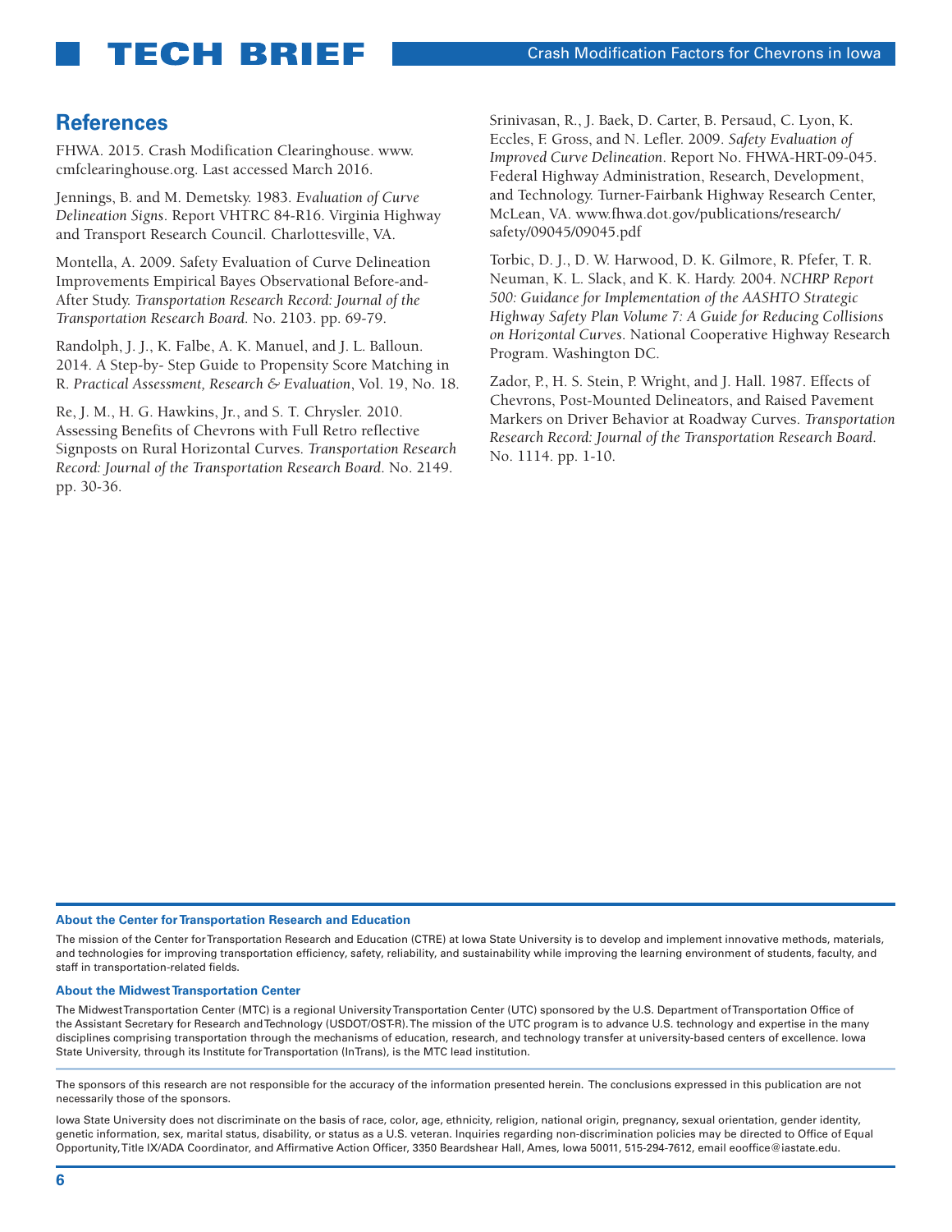## References

FHWA. 2015. Crash Modification Clearinghouse. www.cmfclearinghouse.org. Last accessed March 2016.

Jennings, B. and M. Demetsky. 1983. *Evaluation of Curve Delineation Signs*. Report VHTRC 84-R16. Virginia Highway and Transport Research Council. Charlottesville, VA.

Montella, A. 2009. Safety Evaluation of Curve Delineation Improvements Empirical Bayes Observational Before-and-After Study. *Transportation Research Record: Journal of the Transportation Research Board*. No. 2103. pp. 69-79.

Randolph, J. J., K. Falbe, A. K. Manuel, and J. L. Balloun. 2014. A Step-by- Step Guide to Propensity Score Matching in R. *Practical Assessment, Research & Evaluation*, Vol. 19, No. 18.

Re, J. M., H. G. Hawkins, Jr., and S. T. Chrysler. 2010. Assessing Benefits of Chevrons with Full Retro reflective Signposts on Rural Horizontal Curves. *Transportation Research Record: Journal of the Transportation Research Board*. No. 2149. pp. 30-36.

Srinivasan, R., J. Baek, D. Carter, B. Persaud, C. Lyon, K. Eccles, F. Gross, and N. Lefler. 2009. *Safety Evaluation of Improved Curve Delineation*. Report No. FHWA-HRT-09-045. Federal Highway Administration, Research, Development, and Technology. Turner-Fairbank Highway Research Center, McLean, VA. www.fhwa.dot.gov/publications/research/safety/09045/09045.pdf

Torbic, D. J., D. W. Harwood, D. K. Gilmore, R. Pfefer, T. R. Neuman, K. L. Slack, and K. K. Hardy. 2004. *NCHRP Report 500: Guidance for Implementation of the AASHTO Strategic Highway Safety Plan Volume 7: A Guide for Reducing Collisions on Horizontal Curves*. National Cooperative Highway Research Program. Washington DC.

Zador, P., H. S. Stein, P. Wright, and J. Hall. 1987. Effects of Chevrons, Post-Mounted Delineators, and Raised Pavement Markers on Driver Behavior at Roadway Curves. *Transportation Research Record: Journal of the Transportation Research Board*. No. 1114. pp. 1-10.

**About the Center for Transportation Research and Education**

The mission of the Center for Transportation Research and Education (CTRE) at Iowa State University is to develop and implement innovative methods, materials, and technologies for improving transportation efficiency, safety, reliability, and sustainability while improving the learning environment of students, faculty, and staff in transportation-related fields.

**About the Midwest Transportation Center**

The Midwest Transportation Center (MTC) is a regional University Transportation Center (UTC) sponsored by the U.S. Department of Transportation Office of the Assistant Secretary for Research and Technology (USDOT/OST-R). The mission of the UTC program is to advance U.S. technology and expertise in the many disciplines comprising transportation through the mechanisms of education, research, and technology transfer at university-based centers of excellence. Iowa State University, through its Institute for Transportation (InTrans), is the MTC lead institution.

The sponsors of this research are not responsible for the accuracy of the information presented herein. The conclusions expressed in this publication are not necessarily those of the sponsors.

Iowa State University does not discriminate on the basis of race, color, age, ethnicity, religion, national origin, pregnancy, sexual orientation, gender identity, genetic information, sex, marital status, disability, or status as a U.S. veteran. Inquiries regarding non-discrimination policies may be directed to Office of Equal Opportunity, Title IX/ADA Coordinator, and Affirmative Action Officer, 3350 Beardshear Hall, Ames, Iowa 50011, 515-294-7612, email eooffice@iastate.edu.